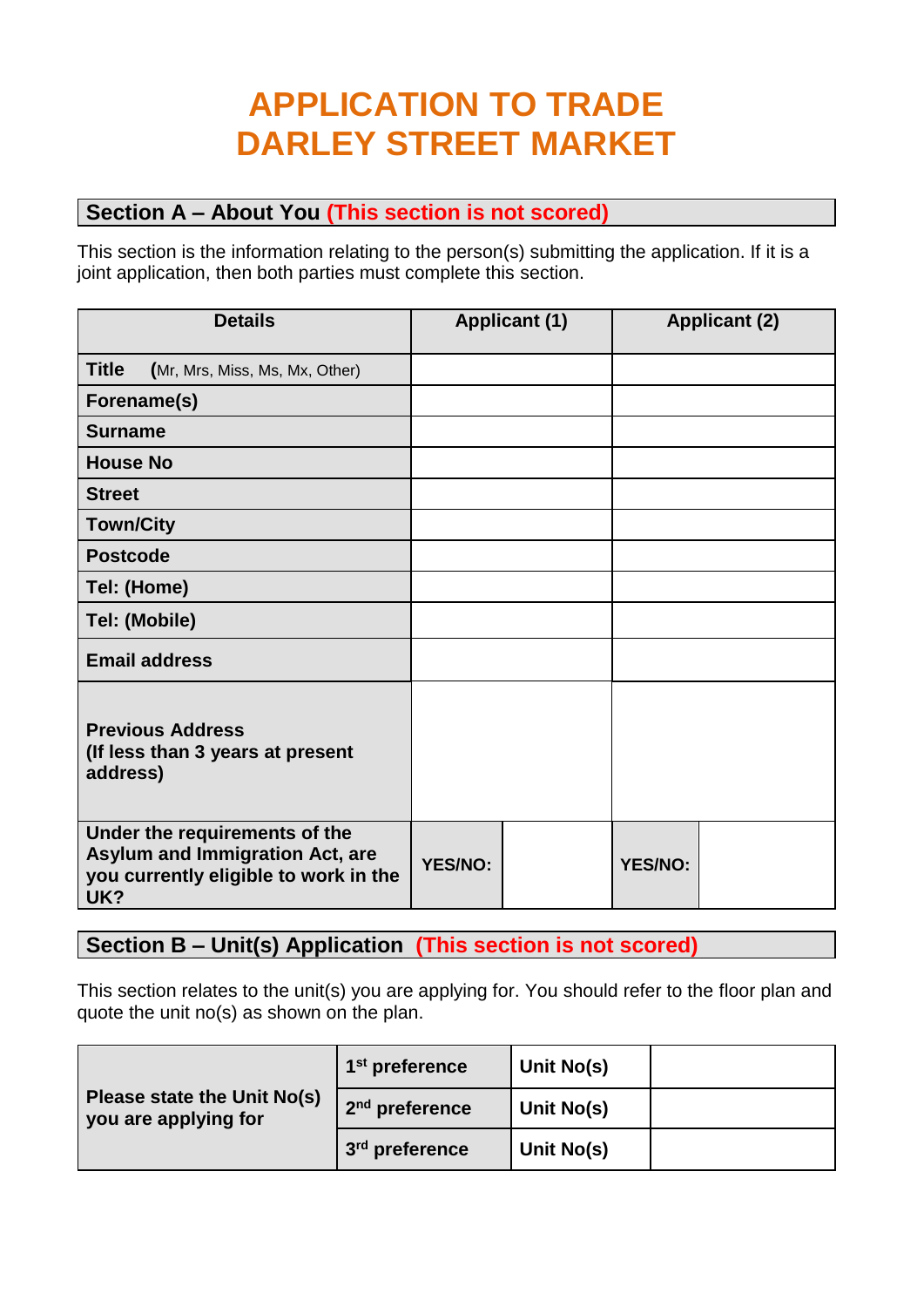# APPLICATION TO TRADE
# DARLEY STREET MARKET

## Section A – About You (This section is not scored)

This section is the information relating to the person(s) submitting the application. If it is a joint application, then both parties must complete this section.

| Details | Applicant (1) | | Applicant (2) | |
|---|---|---|---|---|
| **Title** (Mr, Mrs, Miss, Ms, Mx, Other) | | | | |
| **Forename(s)** | | | | |
| **Surname** | | | | |
| **House No** | | | | |
| **Street** | | | | |
| **Town/City** | | | | |
| **Postcode** | | | | |
| **Tel: (Home)** | | | | |
| **Tel: (Mobile)** | | | | |
| **Email address** | | | | |
| **Previous Address (If less than 3 years at present address)** | | | | |
| **Under the requirements of the Asylum and Immigration Act, are you currently eligible to work in the UK?** | **YES/NO:** | | **YES/NO:** | |

## Section B – Unit(s) Application (This section is not scored)

This section relates to the unit(s) you are applying for. You should refer to the floor plan and quote the unit no(s) as shown on the plan.

| | | | |
|---|---|---|---|
| **Please state the Unit No(s) you are applying for** | **1st preference** | **Unit No(s)** | |
| | **2nd preference** | **Unit No(s)** | |
| | **3rd preference** | **Unit No(s)** | |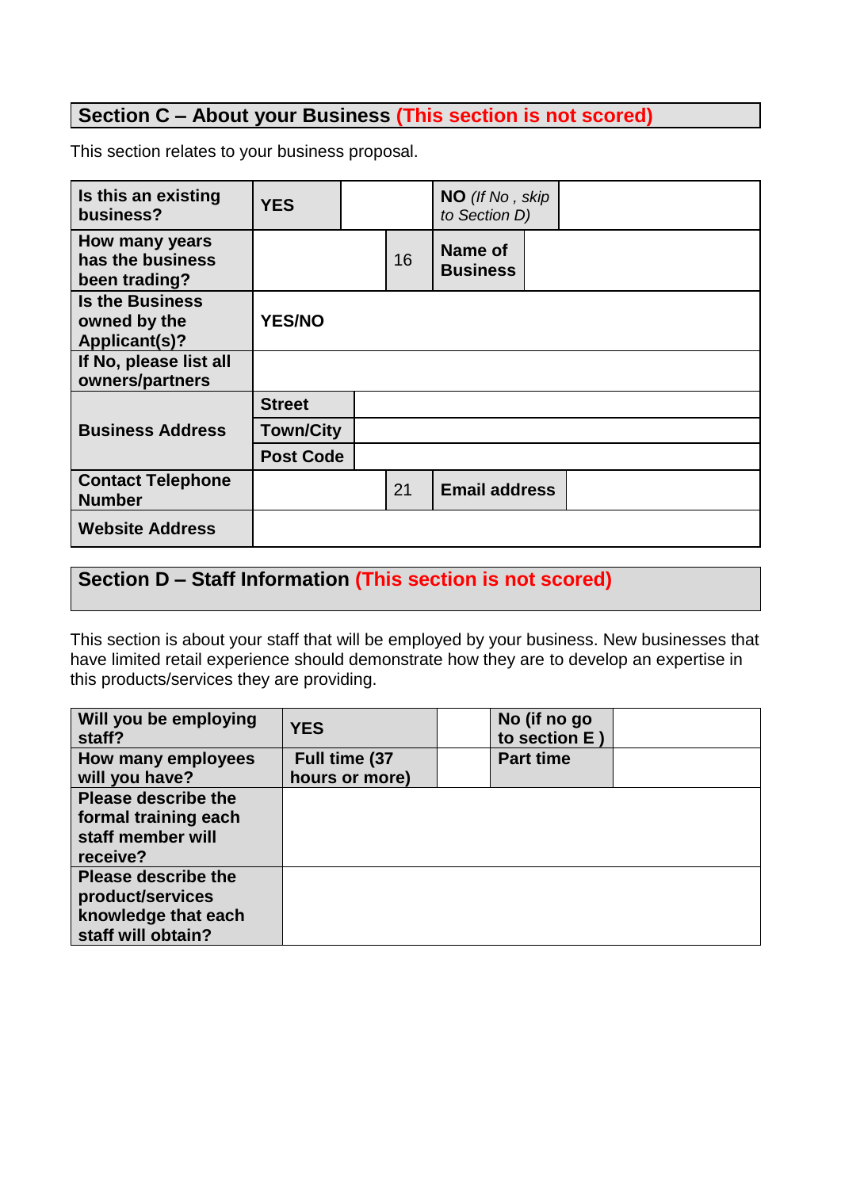## Section C – About your Business (This section is not scored)

This section relates to your business proposal.

| | | | | |
|---|---|---|---|---|
| **Is this an existing business?** | **YES** | | **NO** *(If No , skip to Section D)* | |
| **How many years has the business been trading?** | | 16 | **Name of Business** | |
| **Is the Business owned by the Applicant(s)?** | **YES/NO** | | | |
| **If No, please list all owners/partners** | | | | |
| **Business Address** | **Street** | | | |
| | **Town/City** | | | |
| | **Post Code** | | | |
| **Contact Telephone Number** | | 21 | **Email address** | |
| **Website Address** | | | | |

## Section D – Staff Information (This section is not scored)

This section is about your staff that will be employed by your business. New businesses that have limited retail experience should demonstrate how they are to develop an expertise in this products/services they are providing.

| | | | | |
|---|---|---|---|---|
| **Will you be employing staff?** | **YES** | | **No (if no go to section E )** | |
| **How many employees will you have?** | **Full time (37 hours or more)** | | **Part time** | |
| **Please describe the formal training each staff member will receive?** | | | | |
| **Please describe the product/services knowledge that each staff will obtain?** | | | | |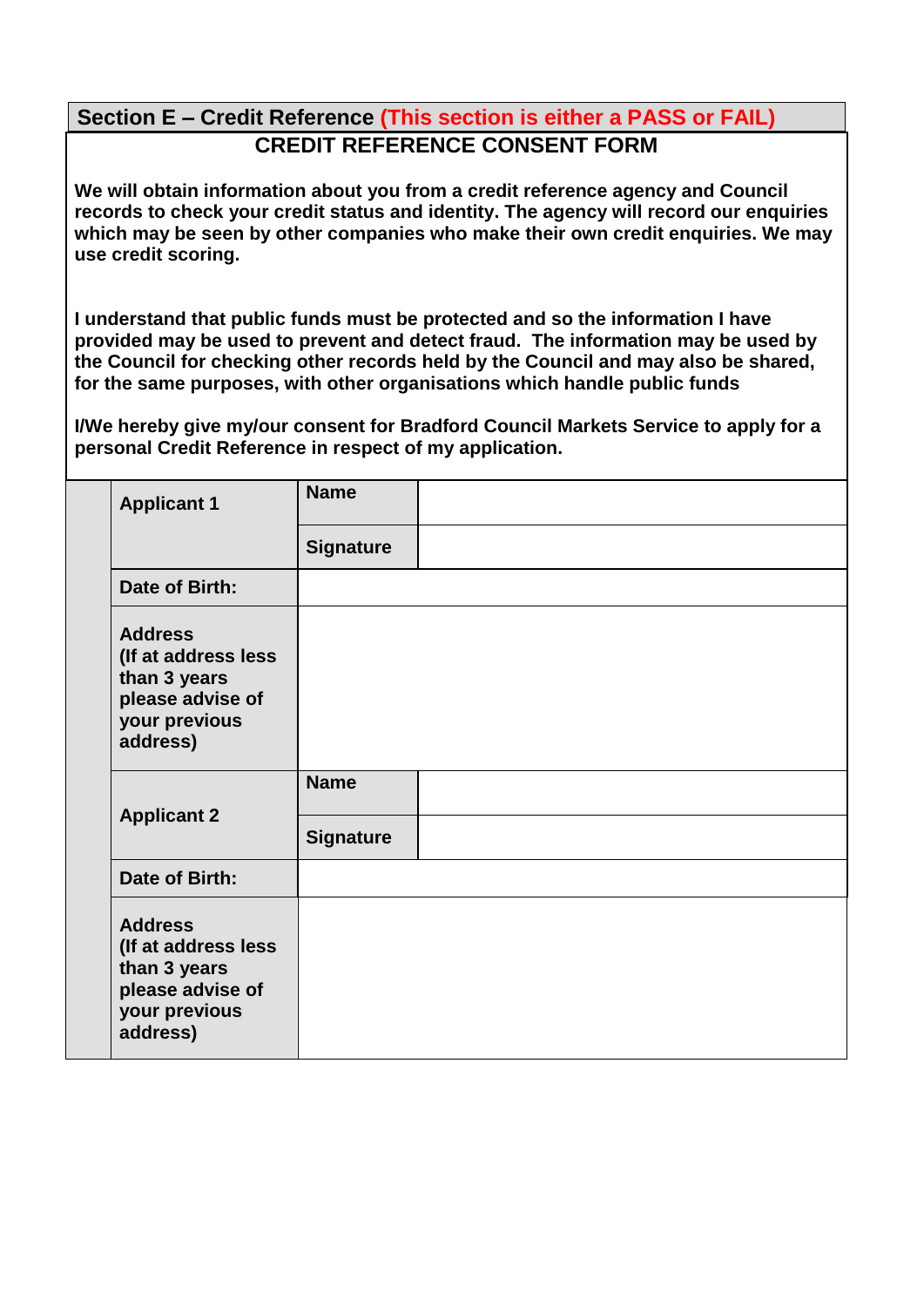## Section E – Credit Reference (This section is either a PASS or FAIL)

### CREDIT REFERENCE CONSENT FORM

**We will obtain information about you from a credit reference agency and Council records to check your credit status and identity. The agency will record our enquiries which may be seen by other companies who make their own credit enquiries. We may use credit scoring.**

**I understand that public funds must be protected and so the information I have provided may be used to prevent and detect fraud. The information may be used by the Council for checking other records held by the Council and may also be shared, for the same purposes, with other organisations which handle public funds**

**I/We hereby give my/our consent for Bradford Council Markets Service to apply for a personal Credit Reference in respect of my application.**

| | | |
|---|---|---|
| **Applicant 1** | **Name** | |
| | **Signature** | |
| **Date of Birth:** | | |
| **Address (If at address less than 3 years please advise of your previous address)** | | |
| **Applicant 2** | **Name** | |
| | **Signature** | |
| **Date of Birth:** | | |
| **Address (If at address less than 3 years please advise of your previous address)** | | |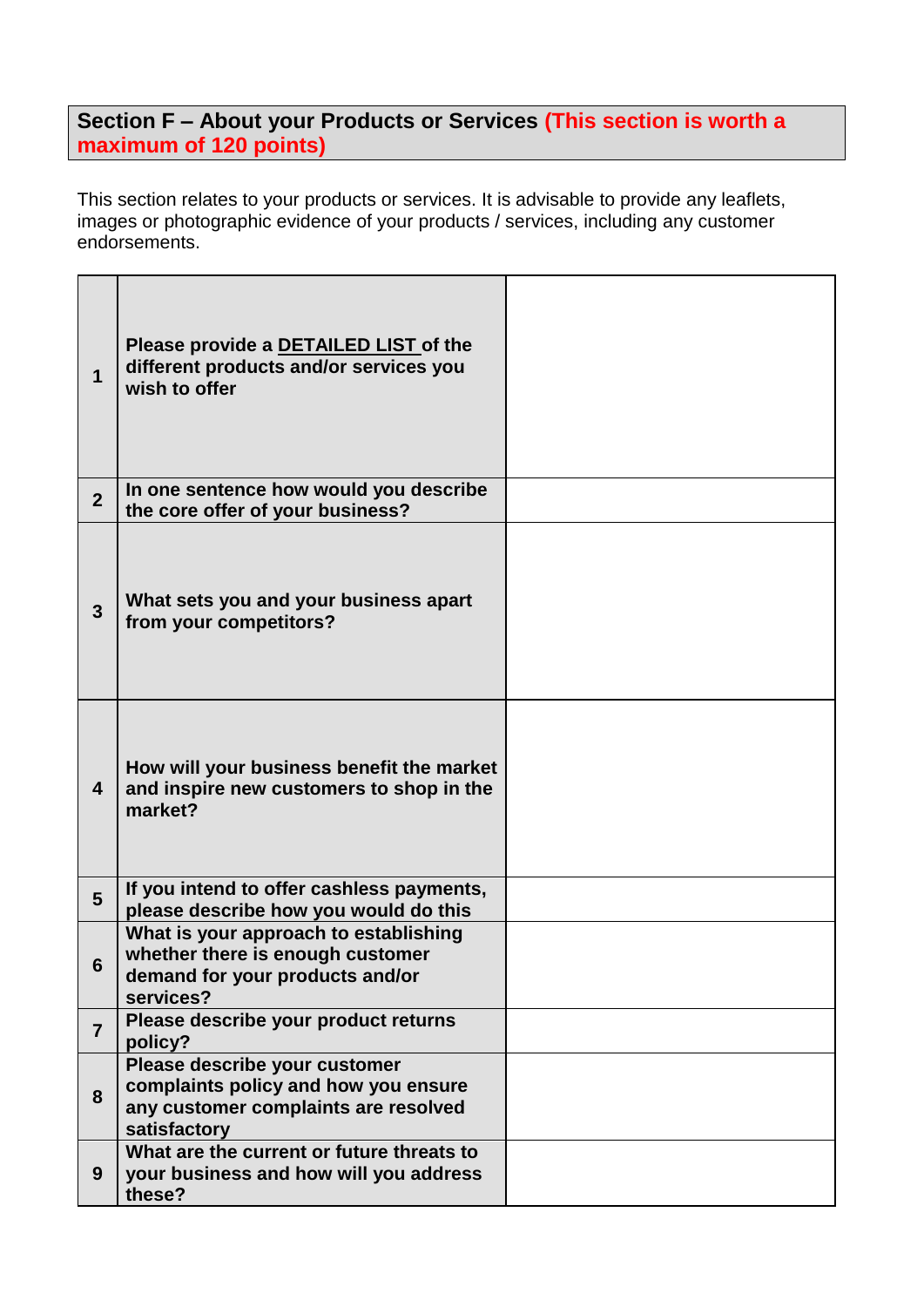## Section F – About your Products or Services (This section is worth a maximum of 120 points)

This section relates to your products or services. It is advisable to provide any leaflets, images or photographic evidence of your products / services, including any customer endorsements.

| | | |
|---|---|---|
| **1** | **Please provide a DETAILED LIST of the different products and/or services you wish to offer** | |
| **2** | **In one sentence how would you describe the core offer of your business?** | |
| **3** | **What sets you and your business apart from your competitors?** | |
| **4** | **How will your business benefit the market and inspire new customers to shop in the market?** | |
| **5** | **If you intend to offer cashless payments, please describe how you would do this** | |
| **6** | **What is your approach to establishing whether there is enough customer demand for your products and/or services?** | |
| **7** | **Please describe your product returns policy?** | |
| **8** | **Please describe your customer complaints policy and how you ensure any customer complaints are resolved satisfactory** | |
| **9** | **What are the current or future threats to your business and how will you address these?** | |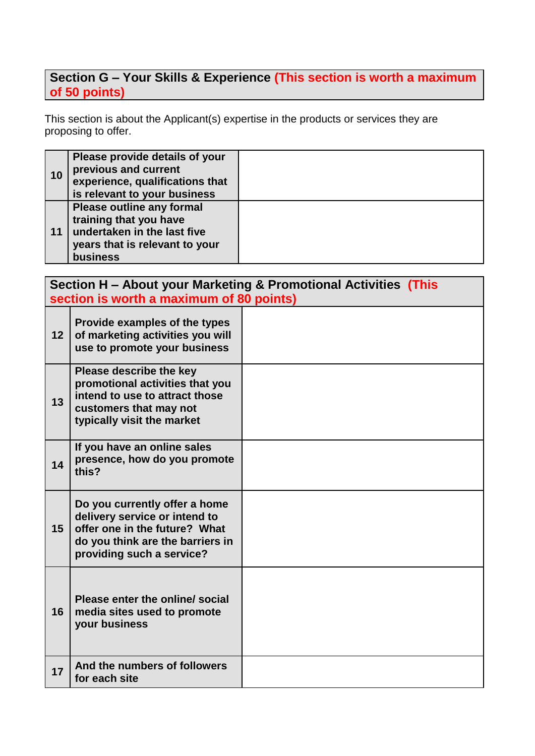## Section G – Your Skills & Experience (This section is worth a maximum of 50 points)

This section is about the Applicant(s) expertise in the products or services they are proposing to offer.

| | | |
|---|---|---|
| **10** | **Please provide details of your previous and current experience, qualifications that is relevant to your business** | |
| **11** | **Please outline any formal training that you have undertaken in the last five years that is relevant to your business** | |

## Section H – About your Marketing & Promotional Activities (This section is worth a maximum of 80 points)

| | | |
|---|---|---|
| **12** | **Provide examples of the types of marketing activities you will use to promote your business** | |
| **13** | **Please describe the key promotional activities that you intend to use to attract those customers that may not typically visit the market** | |
| **14** | **If you have an online sales presence, how do you promote this?** | |
| **15** | **Do you currently offer a home delivery service or intend to offer one in the future? What do you think are the barriers in providing such a service?** | |
| **16** | **Please enter the online/ social media sites used to promote your business** | |
| **17** | **And the numbers of followers for each site** | |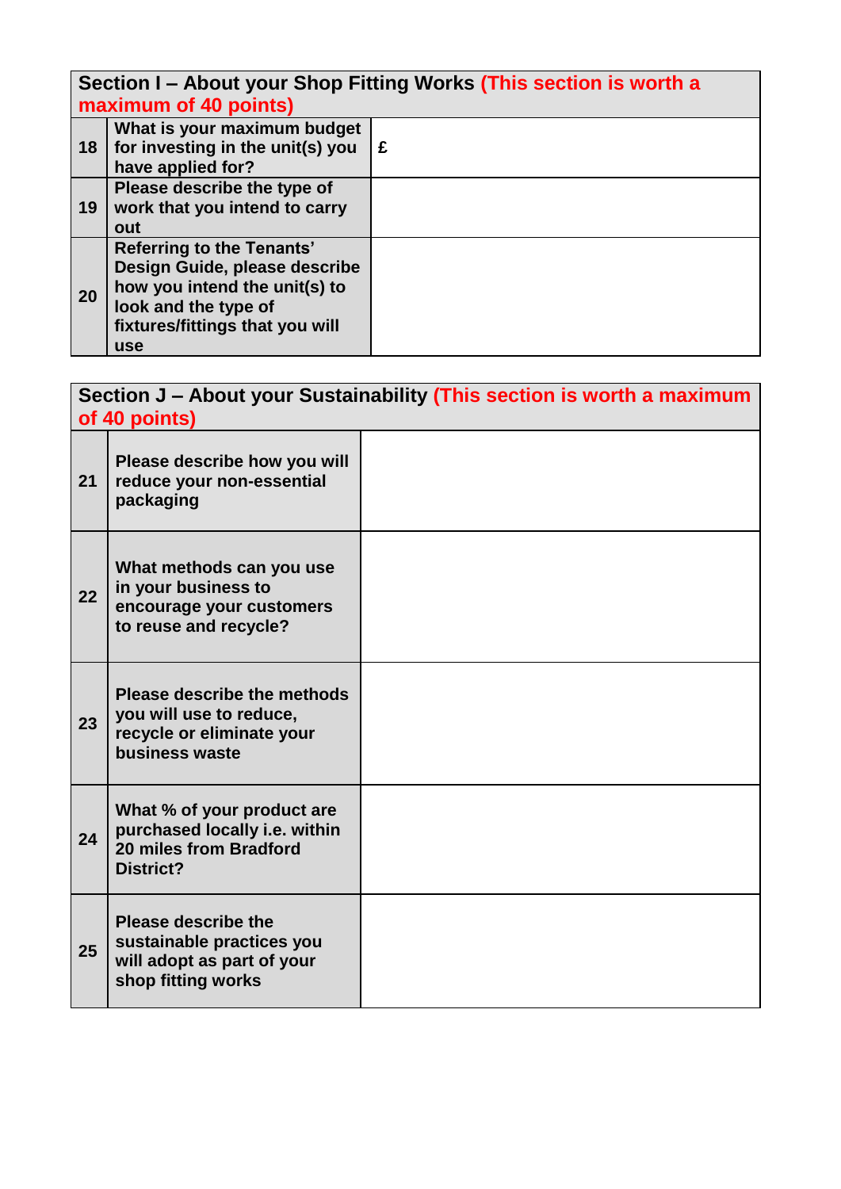| Section I – About your Shop Fitting Works (This section is worth a maximum of 40 points) | | |
|---|---|---|
| 18 | What is your maximum budget for investing in the unit(s) you have applied for? | £ |
| 19 | Please describe the type of work that you intend to carry out | |
| 20 | Referring to the Tenants' Design Guide, please describe how you intend the unit(s) to look and the type of fixtures/fittings that you will use | |

| Section J – About your Sustainability (This section is worth a maximum of 40 points) | | |
|---|---|---|
| 21 | Please describe how you will reduce your non-essential packaging | |
| 22 | What methods can you use in your business to encourage your customers to reuse and recycle? | |
| 23 | Please describe the methods you will use to reduce, recycle or eliminate your business waste | |
| 24 | What % of your product are purchased locally i.e. within 20 miles from Bradford District? | |
| 25 | Please describe the sustainable practices you will adopt as part of your shop fitting works | |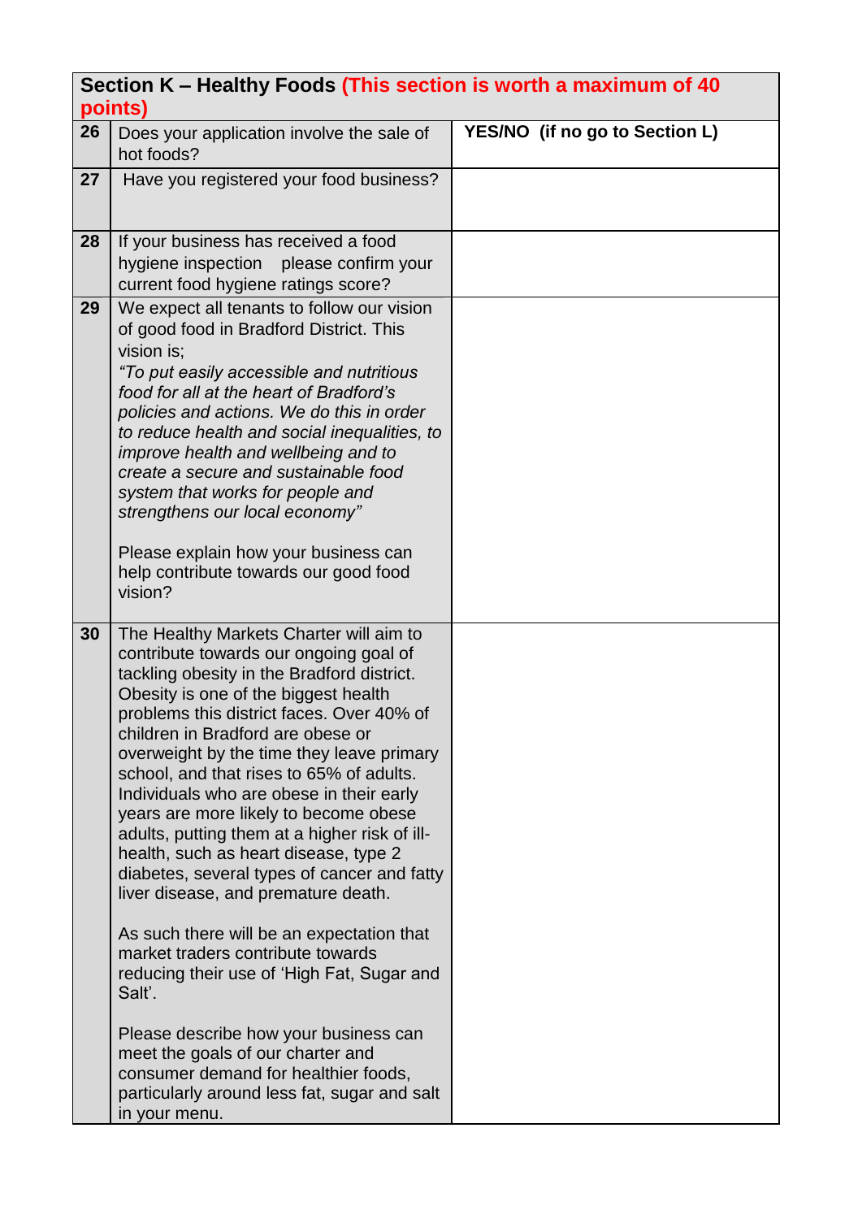| **Section K – Healthy Foods (This section is worth a maximum of 40 points)** | | |
|---|---|---|
| 26 | Does your application involve the sale of hot foods? | **YES/NO (if no go to Section L)** |
| 27 | Have you registered your food business? | |
| 28 | If your business has received a food hygiene inspection please confirm your current food hygiene ratings score? | |
| 29 | We expect all tenants to follow our vision of good food in Bradford District. This vision is;<br>*"To put easily accessible and nutritious food for all at the heart of Bradford's policies and actions. We do this in order to reduce health and social inequalities, to improve health and wellbeing and to create a secure and sustainable food system that works for people and strengthens our local economy"*<br><br>Please explain how your business can help contribute towards our good food vision? | |
| 30 | The Healthy Markets Charter will aim to contribute towards our ongoing goal of tackling obesity in the Bradford district. Obesity is one of the biggest health problems this district faces. Over 40% of children in Bradford are obese or overweight by the time they leave primary school, and that rises to 65% of adults. Individuals who are obese in their early years are more likely to become obese adults, putting them at a higher risk of ill-health, such as heart disease, type 2 diabetes, several types of cancer and fatty liver disease, and premature death.<br><br>As such there will be an expectation that market traders contribute towards reducing their use of 'High Fat, Sugar and Salt'.<br><br>Please describe how your business can meet the goals of our charter and consumer demand for healthier foods, particularly around less fat, sugar and salt in your menu. | |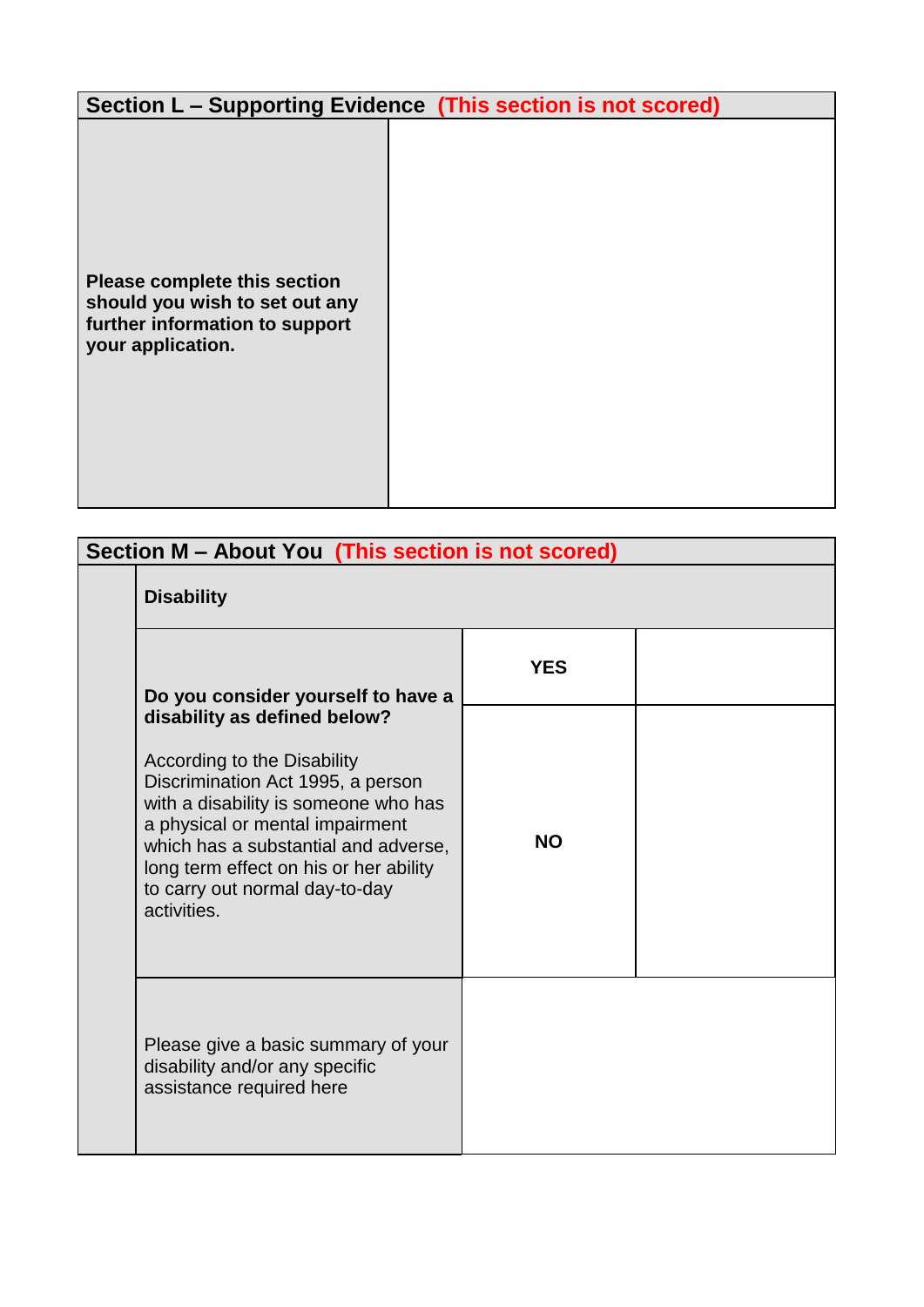## Section L – Supporting Evidence (This section is not scored)

| **Please complete this section should you wish to set out any further information to support your application.** | |
|---|---|

## Section M – About You (This section is not scored)

| | **Disability** | | |
|---|---|---|---|
| | **Do you consider yourself to have a disability as defined below?**<br><br>According to the Disability Discrimination Act 1995, a person with a disability is someone who has a physical or mental impairment which has a substantial and adverse, long term effect on his or her ability to carry out normal day-to-day activities. | **YES** | |
| | | **NO** | |
| | Please give a basic summary of your disability and/or any specific assistance required here | | |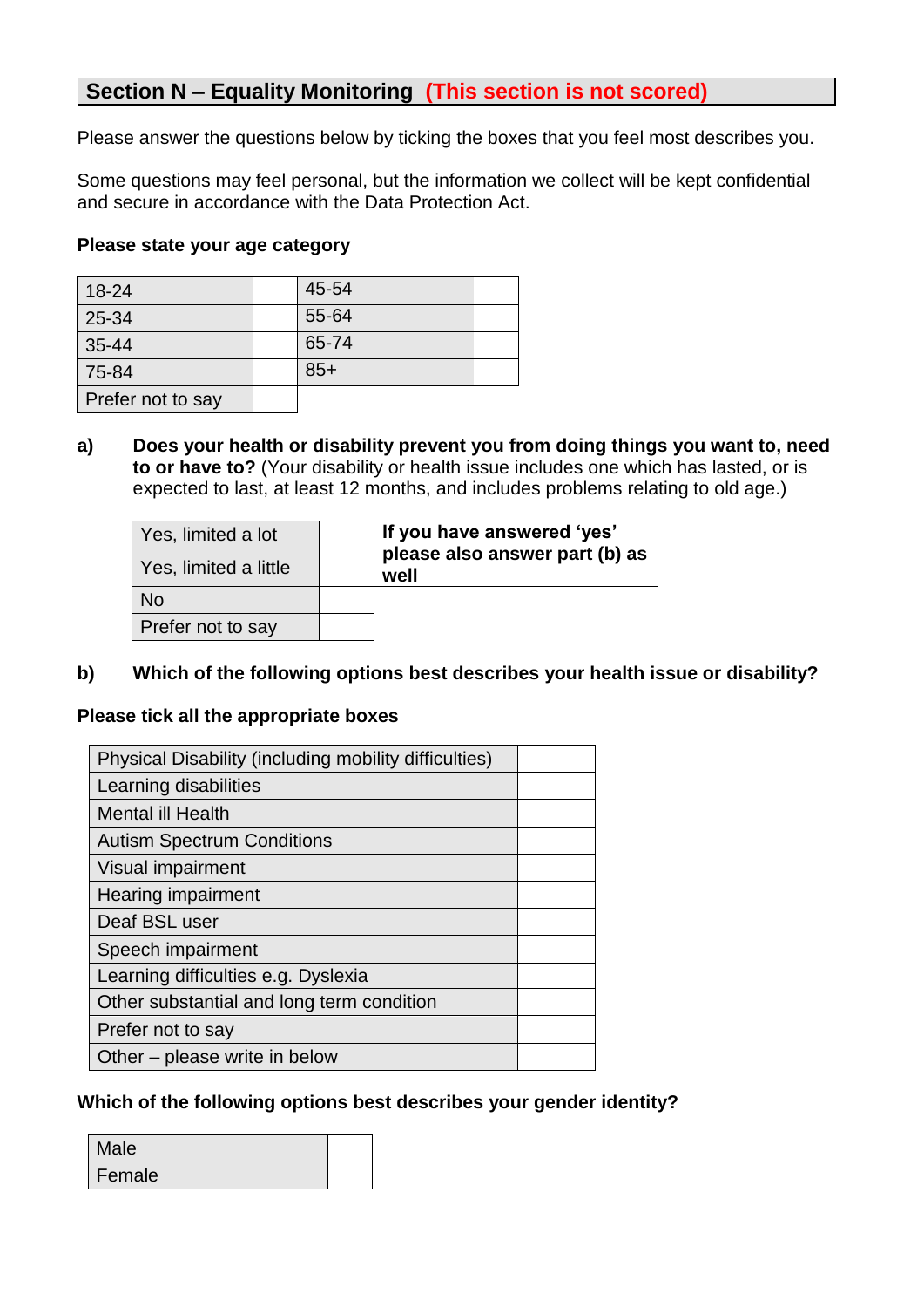## Section N – Equality Monitoring (This section is not scored)

Please answer the questions below by ticking the boxes that you feel most describes you.

Some questions may feel personal, but the information we collect will be kept confidential and secure in accordance with the Data Protection Act.

**Please state your age category**

| | | | |
|---|---|---|---|
| 18-24 | | 45-54 | |
| 25-34 | | 55-64 | |
| 35-44 | | 65-74 | |
| 75-84 | | 85+ | |
| Prefer not to say | | | |

**a)** **Does your health or disability prevent you from doing things you want to, need to or have to?** (Your disability or health issue includes one which has lasted, or is expected to last, at least 12 months, and includes problems relating to old age.)

| | | |
|---|---|---|
| Yes, limited a lot | | **If you have answered 'yes' please also answer part (b) as well** |
| Yes, limited a little | | |
| No | | |
| Prefer not to say | | |

**b)** **Which of the following options best describes your health issue or disability?**

**Please tick all the appropriate boxes**

| | |
|---|---|
| Physical Disability (including mobility difficulties) | |
| Learning disabilities | |
| Mental ill Health | |
| Autism Spectrum Conditions | |
| Visual impairment | |
| Hearing impairment | |
| Deaf BSL user | |
| Speech impairment | |
| Learning difficulties e.g. Dyslexia | |
| Other substantial and long term condition | |
| Prefer not to say | |
| Other – please write in below | |

**Which of the following options best describes your gender identity?**

| | |
|---|---|
| Male | |
| Female | |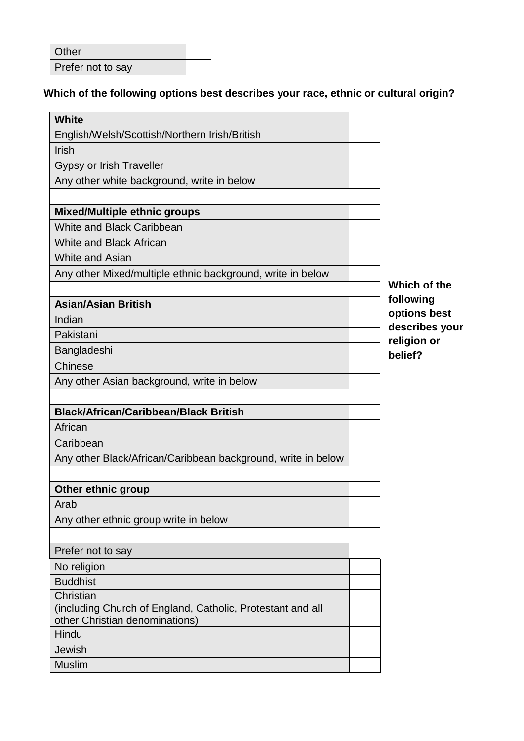| Other | |
|---|---|
| Prefer not to say | |

**Which of the following options best describes your race, ethnic or cultural origin?**

| **White** | |
|---|---|
| English/Welsh/Scottish/Northern Irish/British | |
| Irish | |
| Gypsy or Irish Traveller | |
| Any other white background, write in below | |
| | |
| **Mixed/Multiple ethnic groups** | |
| White and Black Caribbean | |
| White and Black African | |
| White and Asian | |
| Any other Mixed/multiple ethnic background, write in below | |
| | |
| **Asian/Asian British** | |
| Indian | |
| Pakistani | |
| Bangladeshi | |
| Chinese | |
| Any other Asian background, write in below | |
| | |
| **Black/African/Caribbean/Black British** | |
| African | |
| Caribbean | |
| Any other Black/African/Caribbean background, write in below | |
| | |
| **Other ethnic group** | |
| Arab | |
| Any other ethnic group write in below | |
| | |
| Prefer not to say | |

**Which of the following options best describes your religion or belief?**

| No religion | |
|---|---|
| Buddhist | |
| Christian (including Church of England, Catholic, Protestant and all other Christian denominations) | |
| Hindu | |
| Jewish | |
| Muslim | |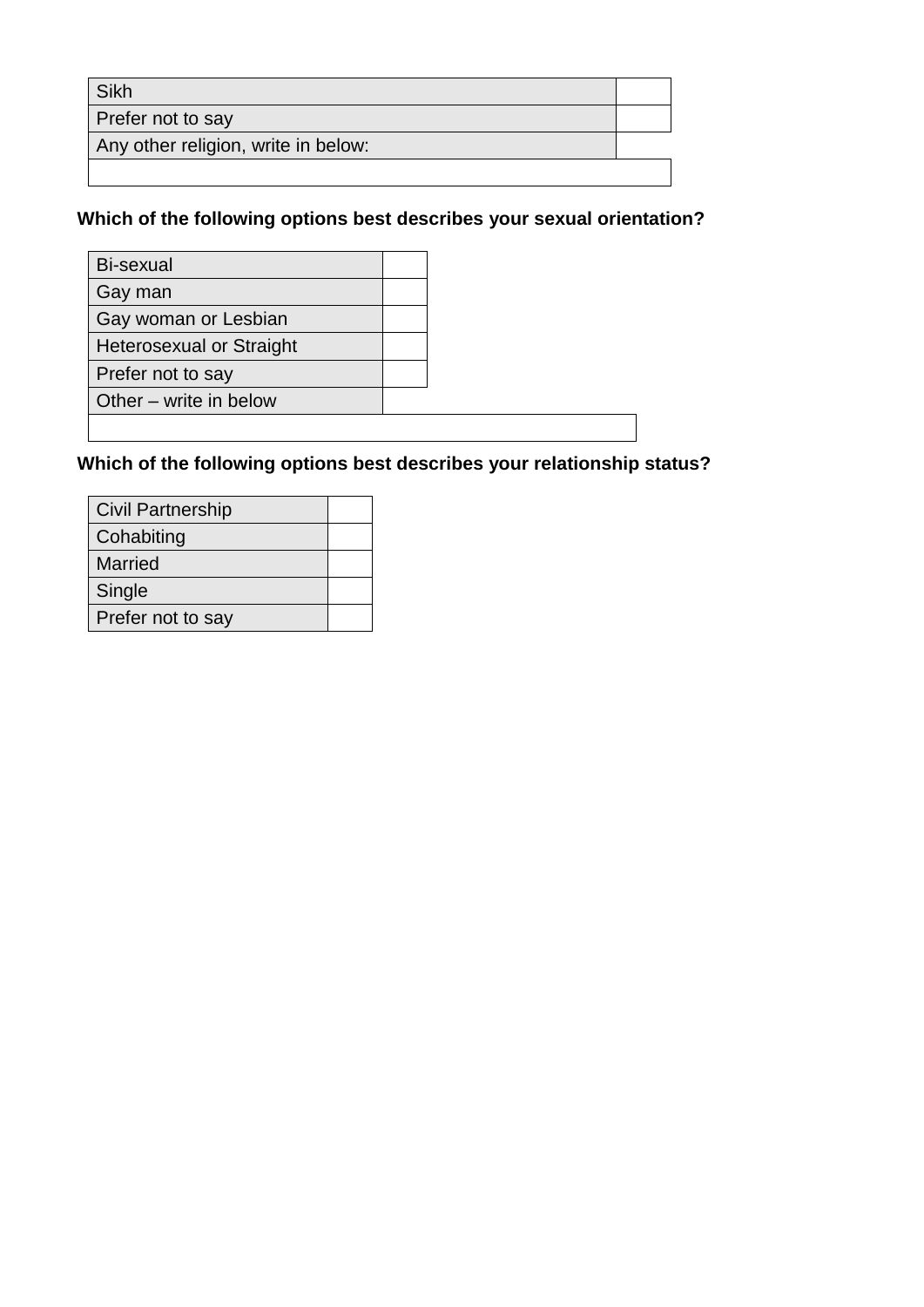| | |
|---|---|
| Sikh | |
| Prefer not to say | |
| Any other religion, write in below: | |
| | |

**Which of the following options best describes your sexual orientation?**

| | |
|---|---|
| Bi-sexual | |
| Gay man | |
| Gay woman or Lesbian | |
| Heterosexual or Straight | |
| Prefer not to say | |
| Other – write in below | |
| | |

**Which of the following options best describes your relationship status?**

| | |
|---|---|
| Civil Partnership | |
| Cohabiting | |
| Married | |
| Single | |
| Prefer not to say | |